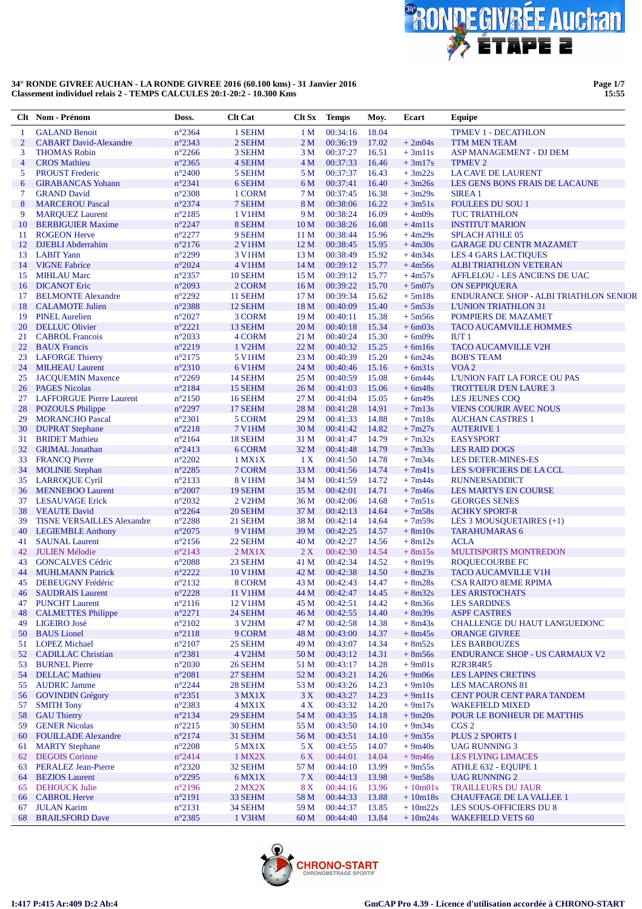**34° RONDE GIVREE AUCHAN - LA RONDE GIVREE 2016 (60.100 kms) - 31 Janvier 2016**
**Classement individuel relais 2 - TEMPS CALCULES 20:1-20:2 - 10.300 Kms**

| Clt | Nom - Prénom | Doss. | Clt Cat | Clt Sx | Temps | Moy. | Ecart | Equipe |
|---|---|---|---|---|---|---|---|---|
| 1 | GALAND Benoit | n°2364 | 1 SEHM | 1 M | 00:34:16 | 18.04 | | TPMEV 1 - DECATHLON |
| 2 | CABART David-Alexandre | n°2343 | 2 SEHM | 2 M | 00:36:19 | 17.02 | + 2m04s | TTM MEN TEAM |
| 3 | THOMAS Robin | n°2266 | 3 SEHM | 3 M | 00:37:27 | 16.51 | + 3m11s | ASP MANAGEMENT - DJ DEM |
| 4 | CROS Mathieu | n°2365 | 4 SEHM | 4 M | 00:37:33 | 16.46 | + 3m17s | TPMEV 2 |
| 5 | PROUST Frederic | n°2400 | 5 SEHM | 5 M | 00:37:37 | 16.43 | + 3m22s | LA CAVE DE LAURENT |
| 6 | GIRABANCAS Yohann | n°2341 | 6 SEHM | 6 M | 00:37:41 | 16.40 | + 3m26s | LES GENS BONS FRAIS DE LACAUNE |
| 7 | GRAND David | n°2308 | 1 CORM | 7 M | 00:37:45 | 16.38 | + 3m29s | SIREA 1 |
| 8 | MARCEROU Pascal | n°2374 | 7 SEHM | 8 M | 00:38:06 | 16.22 | + 3m51s | FOULEES DU SOU 1 |
| 9 | MARQUEZ Laurent | n°2185 | 1 V1HM | 9 M | 00:38:24 | 16.09 | + 4m09s | TUC TRIATHLON |
| 10 | BERBIGUIER Maxime | n°2247 | 8 SEHM | 10 M | 00:38:26 | 16.08 | + 4m11s | INSTITUT MARION |
| 11 | ROGEON Herve | n°2277 | 9 SEHM | 11 M | 00:38:44 | 15.96 | + 4m29s | SPLACH ATHLE 05 |
| 12 | DJEBLI Abderrahim | n°2176 | 2 V1HM | 12 M | 00:38:45 | 15.95 | + 4m30s | GARAGE DU CENTR MAZAMET |
| 13 | LABIT Yann | n°2299 | 3 V1HM | 13 M | 00:38:49 | 15.92 | + 4m34s | LES 4 GARS LACTIQUES |
| 14 | VIGNE Fabrice | n°2024 | 4 V1HM | 14 M | 00:39:12 | 15.77 | + 4m56s | ALBI TRIATHLON VETERAN |
| 15 | MIHLAU Marc | n°2357 | 10 SEHM | 15 M | 00:39:12 | 15.77 | + 4m57s | AFFLELOU - LES ANCIENS DE UAC |
| 16 | DICANOT Eric | n°2093 | 2 CORM | 16 M | 00:39:22 | 15.70 | + 5m07s | ON SEPPIQUERA |
| 17 | BELMONTE Alexandre | n°2292 | 11 SEHM | 17 M | 00:39:34 | 15.62 | + 5m18s | ENDURANCE SHOP - ALBI TRIATHLON SENIOR |
| 18 | CALMOTE Julien | n°2388 | 12 SEHM | 18 M | 00:40:09 | 15.40 | + 5m53s | L'UNION TRIATHLON 31 |
| 19 | PINEL Aurelien | n°2027 | 3 CORM | 19 M | 00:40:11 | 15.38 | + 5m56s | POMPIERS DE MAZAMET |
| 20 | DELLUC Olivier | n°2221 | 13 SEHM | 20 M | 00:40:18 | 15.34 | + 6m03s | TACO AUCAMVILLE HOMMES |
| 21 | CABROL Francois | n°2033 | 4 CORM | 21 M | 00:40:24 | 15.30 | + 6m09s | IUT 1 |
| 22 | BAUX Francis | n°2219 | 1 V2HM | 22 M | 00:40:32 | 15.25 | + 6m16s | TACO AUCAMVILLE V2H |
| 23 | LAFORGE Thierry | n°2175 | 5 V1HM | 23 M | 00:40:39 | 15.20 | + 6m24s | BOB'S TEAM |
| 24 | MILHEAU Laurent | n°2310 | 6 V1HM | 24 M | 00:40:46 | 15.16 | + 6m31s | VOA 2 |
| 25 | JACQUEMIN Maxence | n°2269 | 14 SEHM | 25 M | 00:40:59 | 15.08 | + 6m44s | L'UNION FAIT LA FORCE OU PAS |
| 26 | PAGES Nicolas | n°2184 | 15 SEHM | 26 M | 00:41:03 | 15.06 | + 6m48s | TROTTEUR D'EN LAURE 3 |
| 27 | LAFFORGUE Pierre Laurent | n°2150 | 16 SEHM | 27 M | 00:41:04 | 15.05 | + 6m49s | LES JEUNES COQ |
| 28 | POZOULS Philippe | n°2297 | 17 SEHM | 28 M | 00:41:28 | 14.91 | + 7m13s | VIENS COURIR AVEC NOUS |
| 29 | MORANCHO Pascal | n°2301 | 5 CORM | 29 M | 00:41:33 | 14.88 | + 7m18s | AUCHAN CASTRES 1 |
| 30 | DUPRAT Stephane | n°2218 | 7 V1HM | 30 M | 00:41:42 | 14.82 | + 7m27s | AUTERIVE 1 |
| 31 | BRIDET Mathieu | n°2164 | 18 SEHM | 31 M | 00:41:47 | 14.79 | + 7m32s | EASYSPORT |
| 32 | GRIMAL Jonathan | n°2413 | 6 CORM | 32 M | 00:41:48 | 14.79 | + 7m33s | LES RAID DOGS |
| 33 | FRANCQ Pierre | n°2202 | 1 MX1X | 1 X | 00:41:50 | 14.78 | + 7m34s | LES DETER-MINES-ES |
| 34 | MOLINIE Stephan | n°2285 | 7 CORM | 33 M | 00:41:56 | 14.74 | + 7m41s | LES S/OFFICIERS DE LA CCL |
| 35 | LARROQUE Cyril | n°2133 | 8 V1HM | 34 M | 00:41:59 | 14.72 | + 7m44s | RUNNERSADDICT |
| 36 | MENNEBOO Laurent | n°2007 | 19 SEHM | 35 M | 00:42:01 | 14.71 | + 7m46s | LES MARTYS EN COURSE |
| 37 | LESAUVAGE Erick | n°2032 | 2 V2HM | 36 M | 00:42:06 | 14.68 | + 7m51s | GEORGES SENES |
| 38 | VEAUTE David | n°2264 | 20 SEHM | 37 M | 00:42:13 | 14.64 | + 7m58s | ACHKY SPORT-R |
| 39 | TISNE VERSAILLES Alexandre | n°2288 | 21 SEHM | 38 M | 00:42:14 | 14.64 | + 7m59s | LES 3 MOUSQUETAIRES (+1) |
| 40 | LEGIEMBLE Anthony | n°2075 | 9 V1HM | 39 M | 00:42:25 | 14.57 | + 8m10s | TARAHUMARAS 6 |
| 41 | SAUNAL Laurent | n°2156 | 22 SEHM | 40 M | 00:42:27 | 14.56 | + 8m12s | ACLA |
| 42 | JULIEN Mélodie | n°2143 | 2 MX1X | 2 X | 00:42:30 | 14.54 | + 8m15s | MULTISPORTS MONTREDON |
| 43 | GONCALVES Cédric | n°2088 | 23 SEHM | 41 M | 00:42:34 | 14.52 | + 8m19s | ROQUECOURBE FC |
| 44 | MUHLMANN Patrick | n°2222 | 10 V1HM | 42 M | 00:42:38 | 14.50 | + 8m23s | TACO AUCAMVILLE V1H |
| 45 | DEBEUGNY Frédéric | n°2132 | 8 CORM | 43 M | 00:42:43 | 14.47 | + 8m28s | CSA RAID'O 8EME RPIMA |
| 46 | SAUDRAIS Laurent | n°2228 | 11 V1HM | 44 M | 00:42:47 | 14.45 | + 8m32s | LES ARISTOCHATS |
| 47 | PUNCHT Laurent | n°2116 | 12 V1HM | 45 M | 00:42:51 | 14.42 | + 8m36s | LES SARDINES |
| 48 | CALMETTES Philippe | n°2271 | 24 SEHM | 46 M | 00:42:55 | 14.40 | + 8m39s | ASPF CASTRES |
| 49 | LIGEIRO José | n°2102 | 3 V2HM | 47 M | 00:42:58 | 14.38 | + 8m43s | CHALLENGE DU HAUT LANGUEDONC |
| 50 | BAUS Lionel | n°2118 | 9 CORM | 48 M | 00:43:00 | 14.37 | + 8m45s | ORANGE GIVREE |
| 51 | LOPEZ Michael | n°2107 | 25 SEHM | 49 M | 00:43:07 | 14.34 | + 8m52s | LES BARBOUZES |
| 52 | CADILLAC Christian | n°2381 | 4 V2HM | 50 M | 00:43:12 | 14.31 | + 8m56s | ENDURANCE SHOP - US CARMAUX V2 |
| 53 | BURNEL Pierre | n°2030 | 26 SEHM | 51 M | 00:43:17 | 14.28 | + 9m01s | R2R3R4R5 |
| 54 | DELLAC Mathieu | n°2081 | 27 SEHM | 52 M | 00:43:21 | 14.26 | + 9m06s | LES LAPINS CRETINS |
| 55 | AUDRIC Jamme | n°2244 | 28 SEHM | 53 M | 00:43:26 | 14.23 | + 9m10s | LES MACARONS 81 |
| 56 | GOVINDIN Grégory | n°2351 | 3 MX1X | 3 X | 00:43:27 | 14.23 | + 9m11s | CENT POUR CENT PARA TANDEM |
| 57 | SMITH Tony | n°2383 | 4 MX1X | 4 X | 00:43:32 | 14.20 | + 9m17s | WAKEFIELD MIXED |
| 58 | GAU Thierry | n°2134 | 29 SEHM | 54 M | 00:43:35 | 14.18 | + 9m20s | POUR LE BONHEUR DE MATTHIS |
| 59 | GENER Nicolas | n°2215 | 30 SEHM | 55 M | 00:43:50 | 14.10 | + 9m34s | CGS 2 |
| 60 | FOUILLADE Alexandre | n°2174 | 31 SEHM | 56 M | 00:43:51 | 14.10 | + 9m35s | PLUS 2 SPORTS I |
| 61 | MARTY Stephane | n°2208 | 5 MX1X | 5 X | 00:43:55 | 14.07 | + 9m40s | UAG RUNNING 3 |
| 62 | DEGOIS Corinne | n°2414 | 1 MX2X | 6 X | 00:44:01 | 14.04 | + 9m46s | LES FLYING LIMACES |
| 63 | PERALEZ Jean-Pierre | n°2320 | 32 SEHM | 57 M | 00:44:10 | 13.99 | + 9m55s | ATHLE 632 - EQUIPE 1 |
| 64 | BEZIOS Laurent | n°2295 | 6 MX1X | 7 X | 00:44:13 | 13.98 | + 9m58s | UAG RUNNING 2 |
| 65 | DEHOUCK Julie | n°2196 | 2 MX2X | 8 X | 00:44:16 | 13.96 | + 10m01s | TRAILLEURS DU JAUR |
| 66 | CABROL Herve | n°2191 | 33 SEHM | 58 M | 00:44:33 | 13.88 | + 10m18s | CHAUFFAGE DE LA VALLEE 1 |
| 67 | JULAN Karim | n°2131 | 34 SEHM | 59 M | 00:44:37 | 13.85 | + 10m22s | LES SOUS-OFFICIERS DU 8 |
| 68 | BRAILSFORD Dave | n°2385 | 1 V3HM | 60 M | 00:44:40 | 13.84 | + 10m24s | WAKEFIELD VETS 60 |

I:417 P:415 Ar:409 D:2 Ab:4

GmCAP Pro 4.39 - Licence d'utilisation accordée à CHRONO-START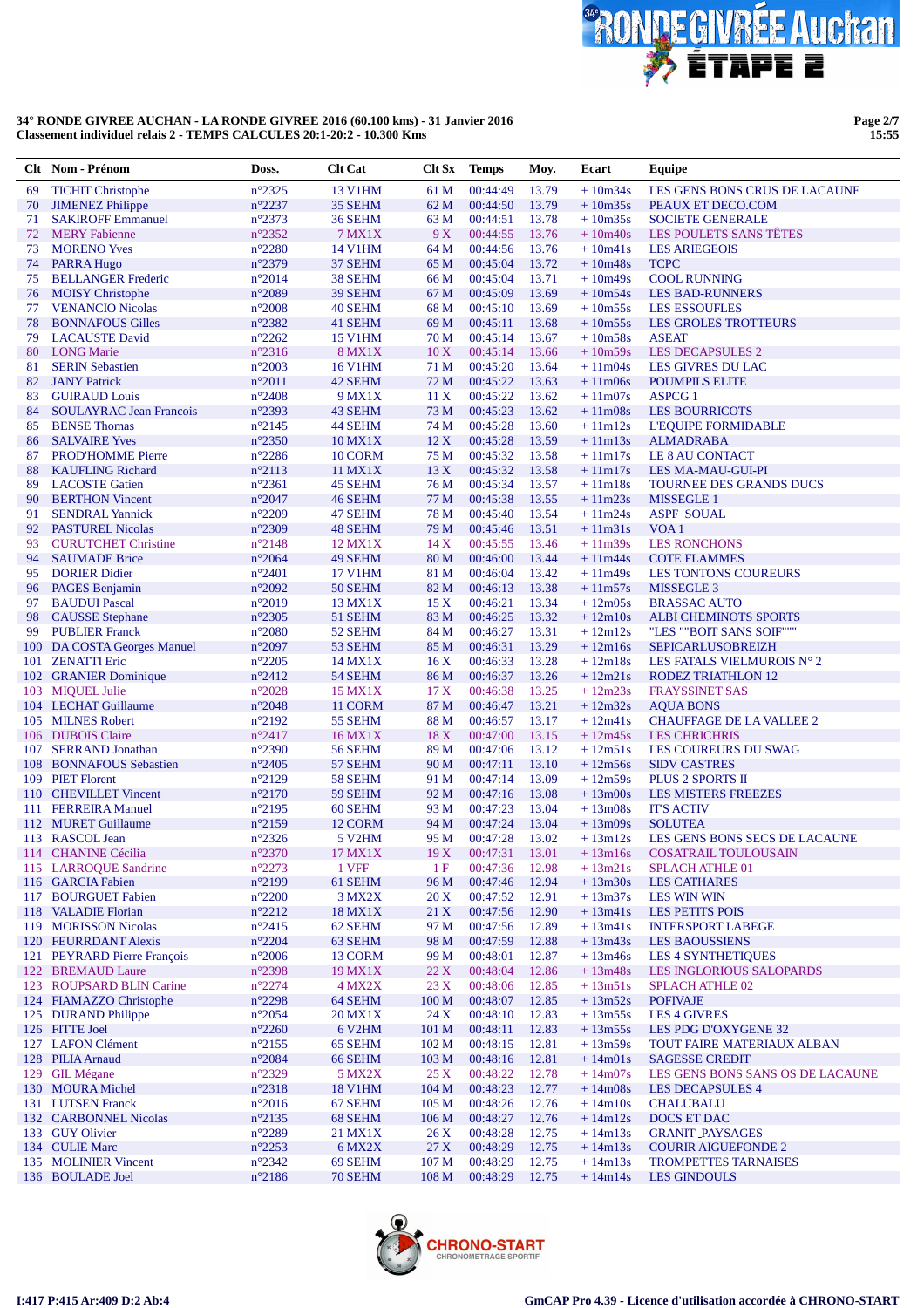**34° RONDE GIVREE AUCHAN - LA RONDE GIVREE 2016 (60.100 kms) - 31 Janvier 2016**
**Classement individuel relais 2 - TEMPS CALCULES 20:1-20:2 - 10.300 Kms**

| Clt | Nom - Prénom | Doss. | Clt Cat | Clt Sx | Temps | Moy. | Ecart | Equipe |
|---|---|---|---|---|---|---|---|---|
| 69 | TICHIT Christophe | n°2325 | 13 V1HM | 61 M | 00:44:49 | 13.79 | + 10m34s | LES GENS BONS CRUS DE LACAUNE |
| 70 | JIMENEZ Philippe | n°2237 | 35 SEHM | 62 M | 00:44:50 | 13.79 | + 10m35s | PEAUX ET DECO.COM |
| 71 | SAKIROFF Emmanuel | n°2373 | 36 SEHM | 63 M | 00:44:51 | 13.78 | + 10m35s | SOCIETE GENERALE |
| 72 | MERY Fabienne | n°2352 | 7 MX1X | 9 X | 00:44:55 | 13.76 | + 10m40s | LES POULETS SANS TÊTES |
| 73 | MORENO Yves | n°2280 | 14 V1HM | 64 M | 00:44:56 | 13.76 | + 10m41s | LES ARIEGEOIS |
| 74 | PARRA Hugo | n°2379 | 37 SEHM | 65 M | 00:45:04 | 13.72 | + 10m48s | TCPC |
| 75 | BELLANGER Frederic | n°2014 | 38 SEHM | 66 M | 00:45:04 | 13.71 | + 10m49s | COOL RUNNING |
| 76 | MOISY Christophe | n°2089 | 39 SEHM | 67 M | 00:45:09 | 13.69 | + 10m54s | LES BAD-RUNNERS |
| 77 | VENANCIO Nicolas | n°2008 | 40 SEHM | 68 M | 00:45:10 | 13.69 | + 10m55s | LES ESSOUFLES |
| 78 | BONNAFOUS Gilles | n°2382 | 41 SEHM | 69 M | 00:45:11 | 13.68 | + 10m55s | LES GROLES TROTTEURS |
| 79 | LACAUSTE David | n°2262 | 15 V1HM | 70 M | 00:45:14 | 13.67 | + 10m58s | ASEAT |
| 80 | LONG Marie | n°2316 | 8 MX1X | 10 X | 00:45:14 | 13.66 | + 10m59s | LES DECAPSULES 2 |
| 81 | SERIN Sebastien | n°2003 | 16 V1HM | 71 M | 00:45:20 | 13.64 | + 11m04s | LES GIVRES DU LAC |
| 82 | JANY Patrick | n°2011 | 42 SEHM | 72 M | 00:45:22 | 13.63 | + 11m06s | POUMPILS ELITE |
| 83 | GUIRAUD Louis | n°2408 | 9 MX1X | 11 X | 00:45:22 | 13.62 | + 11m07s | ASPCG 1 |
| 84 | SOULAYRAC Jean Francois | n°2393 | 43 SEHM | 73 M | 00:45:23 | 13.62 | + 11m08s | LES BOURRICOTS |
| 85 | BENSE Thomas | n°2145 | 44 SEHM | 74 M | 00:45:28 | 13.60 | + 11m12s | L'EQUIPE FORMIDABLE |
| 86 | SALVAIRE Yves | n°2350 | 10 MX1X | 12 X | 00:45:28 | 13.59 | + 11m13s | ALMADRABA |
| 87 | PROD'HOMME Pierre | n°2286 | 10 CORM | 75 M | 00:45:32 | 13.58 | + 11m17s | LE 8 AU CONTACT |
| 88 | KAUFLING Richard | n°2113 | 11 MX1X | 13 X | 00:45:32 | 13.58 | + 11m17s | LES MA-MAU-GUI-PI |
| 89 | LACOSTE Gatien | n°2361 | 45 SEHM | 76 M | 00:45:34 | 13.57 | + 11m18s | TOURNEE DES GRANDS DUCS |
| 90 | BERTHON Vincent | n°2047 | 46 SEHM | 77 M | 00:45:38 | 13.55 | + 11m23s | MISSEGLE 1 |
| 91 | SENDRAL Yannick | n°2209 | 47 SEHM | 78 M | 00:45:40 | 13.54 | + 11m24s | ASPF SOUAL |
| 92 | PASTUREL Nicolas | n°2309 | 48 SEHM | 79 M | 00:45:46 | 13.51 | + 11m31s | VOA 1 |
| 93 | CURUTCHET Christine | n°2148 | 12 MX1X | 14 X | 00:45:55 | 13.46 | + 11m39s | LES RONCHONS |
| 94 | SAUMADE Brice | n°2064 | 49 SEHM | 80 M | 00:46:00 | 13.44 | + 11m44s | COTE FLAMMES |
| 95 | DORIER Didier | n°2401 | 17 V1HM | 81 M | 00:46:04 | 13.42 | + 11m49s | LES TONTONS COUREURS |
| 96 | PAGES Benjamin | n°2092 | 50 SEHM | 82 M | 00:46:13 | 13.38 | + 11m57s | MISSEGLE 3 |
| 97 | BAUDUI Pascal | n°2019 | 13 MX1X | 15 X | 00:46:21 | 13.34 | + 12m05s | BRASSAC AUTO |
| 98 | CAUSSE Stephane | n°2305 | 51 SEHM | 83 M | 00:46:25 | 13.32 | + 12m10s | ALBI CHEMINOTS SPORTS |
| 99 | PUBLIER Franck | n°2080 | 52 SEHM | 84 M | 00:46:27 | 13.31 | + 12m12s | "LES ""BOIT SANS SOIF""" |
| 100 | DA COSTA Georges Manuel | n°2097 | 53 SEHM | 85 M | 00:46:31 | 13.29 | + 12m16s | SEPICARLUSOBREIZH |
| 101 | ZENATTI Eric | n°2205 | 14 MX1X | 16 X | 00:46:33 | 13.28 | + 12m18s | LES FATALS VIELMUROIS N° 2 |
| 102 | GRANIER Dominique | n°2412 | 54 SEHM | 86 M | 00:46:37 | 13.26 | + 12m21s | RODEZ TRIATHLON 12 |
| 103 | MIQUEL Julie | n°2028 | 15 MX1X | 17 X | 00:46:38 | 13.25 | + 12m23s | FRAYSSINET SAS |
| 104 | LECHAT Guillaume | n°2048 | 11 CORM | 87 M | 00:46:47 | 13.21 | + 12m32s | AQUA BONS |
| 105 | MILNES Robert | n°2192 | 55 SEHM | 88 M | 00:46:57 | 13.17 | + 12m41s | CHAUFFAGE DE LA VALLEE 2 |
| 106 | DUBOIS Claire | n°2417 | 16 MX1X | 18 X | 00:47:00 | 13.15 | + 12m45s | LES CHRICHRIS |
| 107 | SERRAND Jonathan | n°2390 | 56 SEHM | 89 M | 00:47:06 | 13.12 | + 12m51s | LES COUREURS DU SWAG |
| 108 | BONNAFOUS Sebastien | n°2405 | 57 SEHM | 90 M | 00:47:11 | 13.10 | + 12m56s | SIDV CASTRES |
| 109 | PIET Florent | n°2129 | 58 SEHM | 91 M | 00:47:14 | 13.09 | + 12m59s | PLUS 2 SPORTS II |
| 110 | CHEVILLET Vincent | n°2170 | 59 SEHM | 92 M | 00:47:16 | 13.08 | + 13m00s | LES MISTERS FREEZES |
| 111 | FERREIRA Manuel | n°2195 | 60 SEHM | 93 M | 00:47:23 | 13.04 | + 13m08s | IT'S ACTIV |
| 112 | MURET Guillaume | n°2159 | 12 CORM | 94 M | 00:47:24 | 13.04 | + 13m09s | SOLUTEA |
| 113 | RASCOL Jean | n°2326 | 5 V2HM | 95 M | 00:47:28 | 13.02 | + 13m12s | LES GENS BONS SECS DE LACAUNE |
| 114 | CHANINE Cécilia | n°2370 | 17 MX1X | 19 X | 00:47:31 | 13.01 | + 13m16s | COSATRAIL TOULOUSAIN |
| 115 | LARROQUE Sandrine | n°2273 | 1 VFF | 1 F | 00:47:36 | 12.98 | + 13m21s | SPLACH ATHLE 01 |
| 116 | GARCIA Fabien | n°2199 | 61 SEHM | 96 M | 00:47:46 | 12.94 | + 13m30s | LES CATHARES |
| 117 | BOURGUET Fabien | n°2200 | 3 MX2X | 20 X | 00:47:52 | 12.91 | + 13m37s | LES WIN WIN |
| 118 | VALADIE Florian | n°2212 | 18 MX1X | 21 X | 00:47:56 | 12.90 | + 13m41s | LES PETITS POIS |
| 119 | MORISSON Nicolas | n°2415 | 62 SEHM | 97 M | 00:47:56 | 12.89 | + 13m41s | INTERSPORT LABEGE |
| 120 | FEURRDANT Alexis | n°2204 | 63 SEHM | 98 M | 00:47:59 | 12.88 | + 13m43s | LES BAOUSSIENS |
| 121 | PEYRARD Pierre François | n°2006 | 13 CORM | 99 M | 00:48:01 | 12.87 | + 13m46s | LES 4 SYNTHETIQUES |
| 122 | BREMAUD Laure | n°2398 | 19 MX1X | 22 X | 00:48:04 | 12.86 | + 13m48s | LES INGLORIOUS SALOPARDS |
| 123 | ROUPSARD BLIN Carine | n°2274 | 4 MX2X | 23 X | 00:48:06 | 12.85 | + 13m51s | SPLACH ATHLE 02 |
| 124 | FIAMAZZO Christophe | n°2298 | 64 SEHM | 100 M | 00:48:07 | 12.85 | + 13m52s | POFIVAJE |
| 125 | DURAND Philippe | n°2054 | 20 MX1X | 24 X | 00:48:10 | 12.83 | + 13m55s | LES 4 GIVRES |
| 126 | FITTE Joel | n°2260 | 6 V2HM | 101 M | 00:48:11 | 12.83 | + 13m55s | LES PDG D'OXYGENE 32 |
| 127 | LAFON Clément | n°2155 | 65 SEHM | 102 M | 00:48:15 | 12.81 | + 13m59s | TOUT FAIRE MATERIAUX ALBAN |
| 128 | PILIA Arnaud | n°2084 | 66 SEHM | 103 M | 00:48:16 | 12.81 | + 14m01s | SAGESSE CREDIT |
| 129 | GIL Mégane | n°2329 | 5 MX2X | 25 X | 00:48:22 | 12.78 | + 14m07s | LES GENS BONS SANS OS DE LACAUNE |
| 130 | MOURA Michel | n°2318 | 18 V1HM | 104 M | 00:48:23 | 12.77 | + 14m08s | LES DECAPSULES 4 |
| 131 | LUTSEN Franck | n°2016 | 67 SEHM | 105 M | 00:48:26 | 12.76 | + 14m10s | CHALUBALU |
| 132 | CARBONNEL Nicolas | n°2135 | 68 SEHM | 106 M | 00:48:27 | 12.76 | + 14m12s | DOCS ET DAC |
| 133 | GUY Olivier | n°2289 | 21 MX1X | 26 X | 00:48:28 | 12.75 | + 14m13s | GRANIT _PAYSAGES |
| 134 | CULIE Marc | n°2253 | 6 MX2X | 27 X | 00:48:29 | 12.75 | + 14m13s | COURIR AIGUEFONDE 2 |
| 135 | MOLINIER Vincent | n°2342 | 69 SEHM | 107 M | 00:48:29 | 12.75 | + 14m13s | TROMPETTES TARNAISES |
| 136 | BOULADE Joel | n°2186 | 70 SEHM | 108 M | 00:48:29 | 12.75 | + 14m14s | LES GINDOULS |

I:417 P:415 Ar:409 D:2 Ab:4

GmCAP Pro 4.39 - Licence d'utilisation accordée à CHRONO-START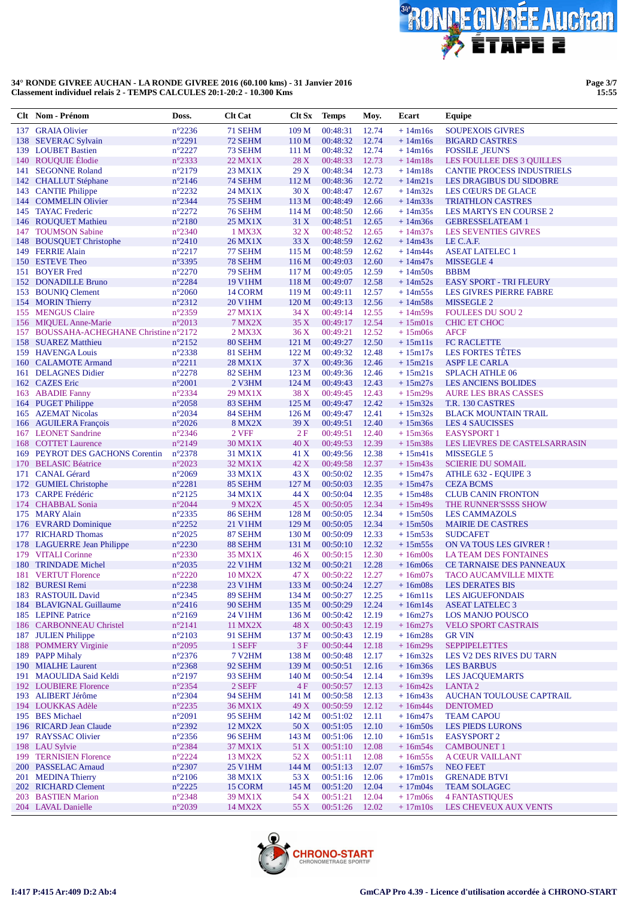**34° RONDE GIVREE AUCHAN - LA RONDE GIVREE 2016 (60.100 kms) - 31 Janvier 2016**
**Classement individuel relais 2 - TEMPS CALCULES 20:1-20:2 - 10.300 Kms**

| Clt | Nom - Prénom | Doss. | Clt Cat | Clt Sx | Temps | Moy. | Ecart | Equipe |
|---|---|---|---|---|---|---|---|---|
| 137 | GRAIA Olivier | n°2236 | 71 SEHM | 109 M | 00:48:31 | 12.74 | + 14m16s | SOUPEXOIS GIVRES |
| 138 | SEVERAC Sylvain | n°2291 | 72 SEHM | 110 M | 00:48:32 | 12.74 | + 14m16s | BIGARD CASTRES |
| 139 | LOUBET Bastien | n°2227 | 73 SEHM | 111 M | 00:48:32 | 12.74 | + 14m16s | FOSSILE_JEUN'S |
| 140 | ROUQUIE Élodie | n°2333 | 22 MX1X | 28 X | 00:48:33 | 12.73 | + 14m18s | LES FOULLEE DES 3 QUILLES |
| 141 | SEGONNE Roland | n°2179 | 23 MX1X | 29 X | 00:48:34 | 12.73 | + 14m18s | CANTIE PROCESS INDUSTRIELS |
| 142 | CHALLUT Stéphane | n°2146 | 74 SEHM | 112 M | 00:48:36 | 12.72 | + 14m21s | LES DRAGIBUS DU SIDOBRE |
| 143 | CANTIE Philippe | n°2232 | 24 MX1X | 30 X | 00:48:47 | 12.67 | + 14m32s | LES CŒURS DE GLACE |
| 144 | COMMELIN Olivier | n°2344 | 75 SEHM | 113 M | 00:48:49 | 12.66 | + 14m33s | TRIATHLON CASTRES |
| 145 | TAYAC Frederic | n°2272 | 76 SEHM | 114 M | 00:48:50 | 12.66 | + 14m35s | LES MARTYS EN COURSE 2 |
| 146 | ROUQUET Mathieu | n°2180 | 25 MX1X | 31 X | 00:48:51 | 12.65 | + 14m36s | GEBRESSELATEAM 1 |
| 147 | TOUMSON Sabine | n°2340 | 1 MX3X | 32 X | 00:48:52 | 12.65 | + 14m37s | LES SEVENTIES GIVRES |
| 148 | BOUSQUET Christophe | n°2410 | 26 MX1X | 33 X | 00:48:59 | 12.62 | + 14m43s | LE C.A.F. |
| 149 | FERRIE Alain | n°2217 | 77 SEHM | 115 M | 00:48:59 | 12.62 | + 14m44s | ASEAT LATELEC 1 |
| 150 | ESTEVE Theo | n°3395 | 78 SEHM | 116 M | 00:49:03 | 12.60 | + 14m47s | MISSEGLE 4 |
| 151 | BOYER Fred | n°2270 | 79 SEHM | 117 M | 00:49:05 | 12.59 | + 14m50s | BBBM |
| 152 | DONADILLE Bruno | n°2284 | 19 V1HM | 118 M | 00:49:07 | 12.58 | + 14m52s | EASY SPORT - TRI FLEURY |
| 153 | BOUNIQ Clement | n°2060 | 14 CORM | 119 M | 00:49:11 | 12.57 | + 14m55s | LES GIVRES PIERRE FABRE |
| 154 | MORIN Thierry | n°2312 | 20 V1HM | 120 M | 00:49:13 | 12.56 | + 14m58s | MISSEGLE 2 |
| 155 | MENGUS Claire | n°2359 | 27 MX1X | 34 X | 00:49:14 | 12.55 | + 14m59s | FOULEES DU SOU 2 |
| 156 | MIQUEL Anne-Marie | n°2013 | 7 MX2X | 35 X | 00:49:17 | 12.54 | + 15m01s | CHIC ET CHOC |
| 157 | BOUSSAHA-ACHEGHANE Christine | n°2172 | 2 MX3X | 36 X | 00:49:21 | 12.52 | + 15m06s | AFCF |
| 158 | SUAREZ Matthieu | n°2152 | 80 SEHM | 121 M | 00:49:27 | 12.50 | + 15m11s | FC RACLETTE |
| 159 | HAVENGA Louis | n°2338 | 81 SEHM | 122 M | 00:49:32 | 12.48 | + 15m17s | LES FORTES TÊTES |
| 160 | CALAMOTE Armand | n°2211 | 28 MX1X | 37 X | 00:49:36 | 12.46 | + 15m21s | ASPF LE CARLA |
| 161 | DELAGNES Didier | n°2278 | 82 SEHM | 123 M | 00:49:36 | 12.46 | + 15m21s | SPLACH ATHLE 06 |
| 162 | CAZES Eric | n°2001 | 2 V3HM | 124 M | 00:49:43 | 12.43 | + 15m27s | LES ANCIENS BOLIDES |
| 163 | ABADIE Fanny | n°2334 | 29 MX1X | 38 X | 00:49:45 | 12.43 | + 15m29s | AURE LES BRAS CASSES |
| 164 | PUGET Philippe | n°2058 | 83 SEHM | 125 M | 00:49:47 | 12.42 | + 15m32s | T.R. 130 CASTRES |
| 165 | AZEMAT Nicolas | n°2034 | 84 SEHM | 126 M | 00:49:47 | 12.41 | + 15m32s | BLACK MOUNTAIN TRAIL |
| 166 | AGUILERA François | n°2026 | 8 MX2X | 39 X | 00:49:51 | 12.40 | + 15m36s | LES 4 SAUCISSES |
| 167 | LEONET Sandrine | n°2346 | 2 VFF | 2 F | 00:49:51 | 12.40 | + 15m36s | EASYSPORT 1 |
| 168 | COTTET Laurence | n°2149 | 30 MX1X | 40 X | 00:49:53 | 12.39 | + 15m38s | LES LIEVRES DE CASTELSARRASIN |
| 169 | PEYROT DES GACHONS Corentin | n°2378 | 31 MX1X | 41 X | 00:49:56 | 12.38 | + 15m41s | MISSEGLE 5 |
| 170 | BELASIC Béatrice | n°2023 | 32 MX1X | 42 X | 00:49:58 | 12.37 | + 15m43s | SCIERIE DU SOMAIL |
| 171 | CANAL Gérard | n°2069 | 33 MX1X | 43 X | 00:50:02 | 12.35 | + 15m47s | ATHLE 632 - EQUIPE 3 |
| 172 | GUMIEL Christophe | n°2281 | 85 SEHM | 127 M | 00:50:03 | 12.35 | + 15m47s | CEZA BCMS |
| 173 | CARPE Frédéric | n°2125 | 34 MX1X | 44 X | 00:50:04 | 12.35 | + 15m48s | CLUB CANIN FRONTON |
| 174 | CHABBAL Sonia | n°2044 | 9 MX2X | 45 X | 00:50:05 | 12.34 | + 15m49s | THE RUNNER'SSSS SHOW |
| 175 | MARY Alain | n°2335 | 86 SEHM | 128 M | 00:50:05 | 12.34 | + 15m50s | LES CAMMAZOLS |
| 176 | EVRARD Dominique | n°2252 | 21 V1HM | 129 M | 00:50:05 | 12.34 | + 15m50s | MAIRIE DE CASTRES |
| 177 | RICHARD Thomas | n°2025 | 87 SEHM | 130 M | 00:50:09 | 12.33 | + 15m53s | SUDCAFET |
| 178 | LAGUERRE Jean Philippe | n°2230 | 88 SEHM | 131 M | 00:50:10 | 12.32 | + 15m55s | ON VA TOUS LES GIVRER ! |
| 179 | VITALI Corinne | n°2330 | 35 MX1X | 46 X | 00:50:15 | 12.30 | + 16m00s | LA TEAM DES FONTAINES |
| 180 | TRINDADE Michel | n°2035 | 22 V1HM | 132 M | 00:50:21 | 12.28 | + 16m06s | CE TARNAISE DES PANNEAUX |
| 181 | VERTUT Florence | n°2220 | 10 MX2X | 47 X | 00:50:22 | 12.27 | + 16m07s | TACO AUCAMVILLE MIXTE |
| 182 | BURESI Remi | n°2238 | 23 V1HM | 133 M | 00:50:24 | 12.27 | + 16m08s | LES DERATES BIS |
| 183 | RASTOUIL David | n°2345 | 89 SEHM | 134 M | 00:50:27 | 12.25 | + 16m11s | LES AIGUEFONDAIS |
| 184 | BLAVIGNAL Guillaume | n°2416 | 90 SEHM | 135 M | 00:50:29 | 12.24 | + 16m14s | ASEAT LATELEC 3 |
| 185 | LEPINE Patrice | n°2169 | 24 V1HM | 136 M | 00:50:42 | 12.19 | + 16m27s | LOS MANJO POUSCO |
| 186 | CARBONNEAU Christel | n°2141 | 11 MX2X | 48 X | 00:50:43 | 12.19 | + 16m27s | VELO SPORT CASTRAIS |
| 187 | JULIEN Philippe | n°2103 | 91 SEHM | 137 M | 00:50:43 | 12.19 | + 16m28s | GR VIN |
| 188 | POMMERY Virginie | n°2095 | 1 SEFF | 3 F | 00:50:44 | 12.18 | + 16m29s | SEPPIPELETTES |
| 189 | PAPP Mihaly | n°2376 | 7 V2HM | 138 M | 00:50:48 | 12.17 | + 16m32s | LES V2 DES RIVES DU TARN |
| 190 | MIALHE Laurent | n°2368 | 92 SEHM | 139 M | 00:50:51 | 12.16 | + 16m36s | LES BARBUS |
| 191 | MAOULIDA Said Keldi | n°2197 | 93 SEHM | 140 M | 00:50:54 | 12.14 | + 16m39s | LES JACQUEMARTS |
| 192 | LOUBIERE Florence | n°2354 | 2 SEFF | 4 F | 00:50:57 | 12.13 | + 16m42s | LANTA 2 |
| 193 | ALIBERT Jérôme | n°2304 | 94 SEHM | 141 M | 00:50:58 | 12.13 | + 16m43s | AUCHAN TOULOUSE CAPTRAIL |
| 194 | LOUKKAS Adèle | n°2235 | 36 MX1X | 49 X | 00:50:59 | 12.12 | + 16m44s | DENTOMED |
| 195 | BES Michael | n°2091 | 95 SEHM | 142 M | 00:51:02 | 12.11 | + 16m47s | TEAM CAPOU |
| 196 | RICARD Jean Claude | n°2392 | 12 MX2X | 50 X | 00:51:05 | 12.10 | + 16m50s | LES PIEDS LURONS |
| 197 | RAYSSAC Olivier | n°2356 | 96 SEHM | 143 M | 00:51:06 | 12.10 | + 16m51s | EASYSPORT 2 |
| 198 | LAU Sylvie | n°2384 | 37 MX1X | 51 X | 00:51:10 | 12.08 | + 16m54s | CAMBOUNET 1 |
| 199 | TERNISIEN Florence | n°2224 | 13 MX2X | 52 X | 00:51:11 | 12.08 | + 16m55s | A CŒUR VAILLANT |
| 200 | PASSELAC Arnaud | n°2307 | 25 V1HM | 144 M | 00:51:13 | 12.07 | + 16m57s | NEO FEET |
| 201 | MEDINA Thierry | n°2106 | 38 MX1X | 53 X | 00:51:16 | 12.06 | + 17m01s | GRENADE BTVI |
| 202 | RICHARD Clement | n°2225 | 15 CORM | 145 M | 00:51:20 | 12.04 | + 17m04s | TEAM SOLAGEC |
| 203 | BASTIEN Marion | n°2348 | 39 MX1X | 54 X | 00:51:21 | 12.04 | + 17m06s | 4 FANTASTIQUES |
| 204 | LAVAL Danielle | n°2039 | 14 MX2X | 55 X | 00:51:26 | 12.02 | + 17m10s | LES CHEVEUX AUX VENTS |

I:417 P:415 Ar:409 D:2 Ab:4

GmCAP Pro 4.39 - Licence d'utilisation accordée à CHRONO-START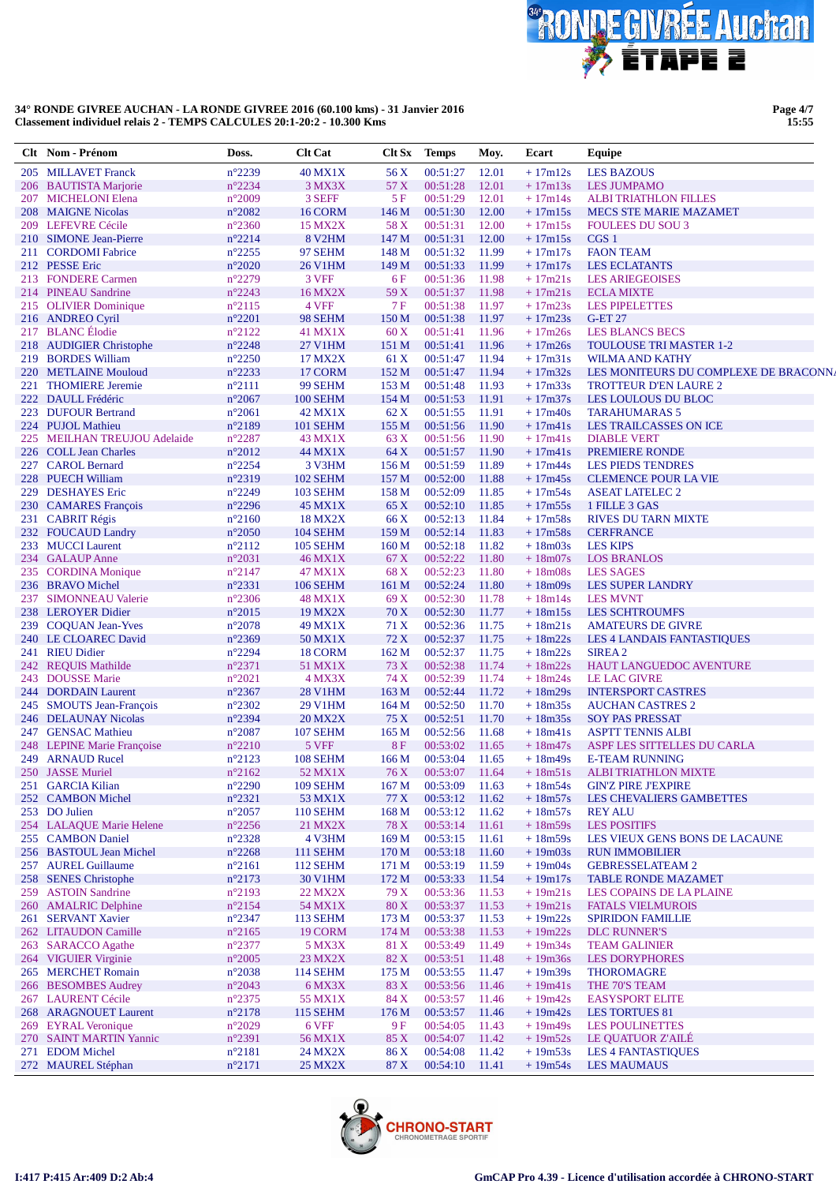**34° RONDE GIVREE AUCHAN - LA RONDE GIVREE 2016 (60.100 kms) - 31 Janvier 2016**
**Classement individuel relais 2 - TEMPS CALCULES 20:1-20:2 - 10.300 Kms**

| Clt | Nom - Prénom | Doss. | Clt Cat | Clt Sx | Temps | Moy. | Ecart | Equipe |
|---|---|---|---|---|---|---|---|---|
| 205 | MILLAVET Franck | n°2239 | 40 MX1X | 56 X | 00:51:27 | 12.01 | + 17m12s | LES BAZOUS |
| 206 | BAUTISTA Marjorie | n°2234 | 3 MX3X | 57 X | 00:51:28 | 12.01 | + 17m13s | LES JUMPAMO |
| 207 | MICHELONI Elena | n°2009 | 3 SEFF | 5 F | 00:51:29 | 12.01 | + 17m14s | ALBI TRIATHLON FILLES |
| 208 | MAIGNE Nicolas | n°2082 | 16 CORM | 146 M | 00:51:30 | 12.00 | + 17m15s | MECS STE MARIE MAZAMET |
| 209 | LEFEVRE Cécile | n°2360 | 15 MX2X | 58 X | 00:51:31 | 12.00 | + 17m15s | FOULEES DU SOU 3 |
| 210 | SIMONE Jean-Pierre | n°2214 | 8 V2HM | 147 M | 00:51:31 | 12.00 | + 17m15s | CGS 1 |
| 211 | CORDOMI Fabrice | n°2255 | 97 SEHM | 148 M | 00:51:32 | 11.99 | + 17m17s | FAON TEAM |
| 212 | PESSE Eric | n°2020 | 26 V1HM | 149 M | 00:51:33 | 11.99 | + 17m17s | LES ECLATANTS |
| 213 | FONDERE Carmen | n°2279 | 3 VFF | 6 F | 00:51:36 | 11.98 | + 17m21s | LES ARIEGEOISES |
| 214 | PINEAU Sandrine | n°2243 | 16 MX2X | 59 X | 00:51:37 | 11.98 | + 17m21s | ECLA MIXTE |
| 215 | OLIVIER Dominique | n°2115 | 4 VFF | 7 F | 00:51:38 | 11.97 | + 17m23s | LES PIPELETTES |
| 216 | ANDREO Cyril | n°2201 | 98 SEHM | 150 M | 00:51:38 | 11.97 | + 17m23s | G-ET 27 |
| 217 | BLANC Élodie | n°2122 | 41 MX1X | 60 X | 00:51:41 | 11.96 | + 17m26s | LES BLANCS BECS |
| 218 | AUDIGIER Christophe | n°2248 | 27 V1HM | 151 M | 00:51:41 | 11.96 | + 17m26s | TOULOUSE TRI MASTER 1-2 |
| 219 | BORDES William | n°2250 | 17 MX2X | 61 X | 00:51:47 | 11.94 | + 17m31s | WILMA AND KATHY |
| 220 | METLAINE Mouloud | n°2233 | 17 CORM | 152 M | 00:51:47 | 11.94 | + 17m32s | LES MONITEURS DU COMPLEXE DE BRACONNA |
| 221 | THOMIERE Jeremie | n°2111 | 99 SEHM | 153 M | 00:51:48 | 11.93 | + 17m33s | TROTTEUR D'EN LAURE 2 |
| 222 | DAULL Frédéric | n°2067 | 100 SEHM | 154 M | 00:51:53 | 11.91 | + 17m37s | LES LOULOUS DU BLOC |
| 223 | DUFOUR Bertrand | n°2061 | 42 MX1X | 62 X | 00:51:55 | 11.91 | + 17m40s | TARAHUMARAS 5 |
| 224 | PUJOL Mathieu | n°2189 | 101 SEHM | 155 M | 00:51:56 | 11.90 | + 17m41s | LES TRAILCASSES ON ICE |
| 225 | MEILHAN TREUJOU Adelaide | n°2287 | 43 MX1X | 63 X | 00:51:56 | 11.90 | + 17m41s | DIABLE VERT |
| 226 | COLL Jean Charles | n°2012 | 44 MX1X | 64 X | 00:51:57 | 11.90 | + 17m41s | PREMIERE RONDE |
| 227 | CAROL Bernard | n°2254 | 3 V3HM | 156 M | 00:51:59 | 11.89 | + 17m44s | LES PIEDS TENDRES |
| 228 | PUECH William | n°2319 | 102 SEHM | 157 M | 00:52:00 | 11.88 | + 17m45s | CLEMENCE POUR LA VIE |
| 229 | DESHAYES Eric | n°2249 | 103 SEHM | 158 M | 00:52:09 | 11.85 | + 17m54s | ASEAT LATELEC 2 |
| 230 | CAMARES François | n°2296 | 45 MX1X | 65 X | 00:52:10 | 11.85 | + 17m55s | 1 FILLE 3 GAS |
| 231 | CABRIT Régis | n°2160 | 18 MX2X | 66 X | 00:52:13 | 11.84 | + 17m58s | RIVES DU TARN MIXTE |
| 232 | FOUCAUD Landry | n°2050 | 104 SEHM | 159 M | 00:52:14 | 11.83 | + 17m58s | CERFRANCE |
| 233 | MUCCI Laurent | n°2112 | 105 SEHM | 160 M | 00:52:18 | 11.82 | + 18m03s | LES KIPS |
| 234 | GALAUP Anne | n°2031 | 46 MX1X | 67 X | 00:52:22 | 11.80 | + 18m07s | LOS BRANLOS |
| 235 | CORDINA Monique | n°2147 | 47 MX1X | 68 X | 00:52:23 | 11.80 | + 18m08s | LES SAGES |
| 236 | BRAVO Michel | n°2331 | 106 SEHM | 161 M | 00:52:24 | 11.80 | + 18m09s | LES SUPER LANDRY |
| 237 | SIMONNEAU Valerie | n°2306 | 48 MX1X | 69 X | 00:52:30 | 11.78 | + 18m14s | LES MVNT |
| 238 | LEROYER Didier | n°2015 | 19 MX2X | 70 X | 00:52:30 | 11.77 | + 18m15s | LES SCHTROUMFS |
| 239 | COQUAN Jean-Yves | n°2078 | 49 MX1X | 71 X | 00:52:36 | 11.75 | + 18m21s | AMATEURS DE GIVRE |
| 240 | LE CLOAREC David | n°2369 | 50 MX1X | 72 X | 00:52:37 | 11.75 | + 18m22s | LES 4 LANDAIS FANTASTIQUES |
| 241 | RIEU Didier | n°2294 | 18 CORM | 162 M | 00:52:37 | 11.75 | + 18m22s | SIREA 2 |
| 242 | REQUIS Mathilde | n°2371 | 51 MX1X | 73 X | 00:52:38 | 11.74 | + 18m22s | HAUT LANGUEDOC AVENTURE |
| 243 | DOUSSE Marie | n°2021 | 4 MX3X | 74 X | 00:52:39 | 11.74 | + 18m24s | LE LAC GIVRE |
| 244 | DORDAIN Laurent | n°2367 | 28 V1HM | 163 M | 00:52:44 | 11.72 | + 18m29s | INTERSPORT CASTRES |
| 245 | SMOUTS Jean-François | n°2302 | 29 V1HM | 164 M | 00:52:50 | 11.70 | + 18m35s | AUCHAN CASTRES 2 |
| 246 | DELAUNAY Nicolas | n°2394 | 20 MX2X | 75 X | 00:52:51 | 11.70 | + 18m35s | SOY PAS PRESSAT |
| 247 | GENSAC Mathieu | n°2087 | 107 SEHM | 165 M | 00:52:56 | 11.68 | + 18m41s | ASPTT TENNIS ALBI |
| 248 | LEPINE Marie Françoise | n°2210 | 5 VFF | 8 F | 00:53:02 | 11.65 | + 18m47s | ASPF LES SITTELLES DU CARLA |
| 249 | ARNAUD Rucel | n°2123 | 108 SEHM | 166 M | 00:53:04 | 11.65 | + 18m49s | E-TEAM RUNNING |
| 250 | JASSE Muriel | n°2162 | 52 MX1X | 76 X | 00:53:07 | 11.64 | + 18m51s | ALBI TRIATHLON MIXTE |
| 251 | GARCIA Kilian | n°2290 | 109 SEHM | 167 M | 00:53:09 | 11.63 | + 18m54s | GIN'Z PIRE J'EXPIRE |
| 252 | CAMBON Michel | n°2321 | 53 MX1X | 77 X | 00:53:12 | 11.62 | + 18m57s | LES CHEVALIERS GAMBETTES |
| 253 | DO Julien | n°2057 | 110 SEHM | 168 M | 00:53:12 | 11.62 | + 18m57s | REY ALU |
| 254 | LALAQUE Marie Helene | n°2256 | 21 MX2X | 78 X | 00:53:14 | 11.61 | + 18m59s | LES POSITIFS |
| 255 | CAMBON Daniel | n°2328 | 4 V3HM | 169 M | 00:53:15 | 11.61 | + 18m59s | LES VIEUX GENS BONS DE LACAUNE |
| 256 | BASTOUL Jean Michel | n°2268 | 111 SEHM | 170 M | 00:53:18 | 11.60 | + 19m03s | RUN IMMOBILIER |
| 257 | AUREL Guillaume | n°2161 | 112 SEHM | 171 M | 00:53:19 | 11.59 | + 19m04s | GEBRESSELATEAM 2 |
| 258 | SENES Christophe | n°2173 | 30 V1HM | 172 M | 00:53:33 | 11.54 | + 19m17s | TABLE RONDE MAZAMET |
| 259 | ASTOIN Sandrine | n°2193 | 22 MX2X | 79 X | 00:53:36 | 11.53 | + 19m21s | LES COPAINS DE LA PLAINE |
| 260 | AMALRIC Delphine | n°2154 | 54 MX1X | 80 X | 00:53:37 | 11.53 | + 19m21s | FATALS VIELMUROIS |
| 261 | SERVANT Xavier | n°2347 | 113 SEHM | 173 M | 00:53:37 | 11.53 | + 19m22s | SPIRIDON FAMILLIE |
| 262 | LITAUDON Camille | n°2165 | 19 CORM | 174 M | 00:53:38 | 11.53 | + 19m22s | DLC RUNNER'S |
| 263 | SARACCO Agathe | n°2377 | 5 MX3X | 81 X | 00:53:49 | 11.49 | + 19m34s | TEAM GALINIER |
| 264 | VIGUIER Virginie | n°2005 | 23 MX2X | 82 X | 00:53:51 | 11.48 | + 19m36s | LES DORYPHORES |
| 265 | MERCHET Romain | n°2038 | 114 SEHM | 175 M | 00:53:55 | 11.47 | + 19m39s | THOROMAGRE |
| 266 | BESOMBES Audrey | n°2043 | 6 MX3X | 83 X | 00:53:56 | 11.46 | + 19m41s | THE 70'S TEAM |
| 267 | LAURENT Cécile | n°2375 | 55 MX1X | 84 X | 00:53:57 | 11.46 | + 19m42s | EASYSPORT ELITE |
| 268 | ARAGNOUET Laurent | n°2178 | 115 SEHM | 176 M | 00:53:57 | 11.46 | + 19m42s | LES TORTUES 81 |
| 269 | EYRAL Veronique | n°2029 | 6 VFF | 9 F | 00:54:05 | 11.43 | + 19m49s | LES POULINETTES |
| 270 | SAINT MARTIN Yannic | n°2391 | 56 MX1X | 85 X | 00:54:07 | 11.42 | + 19m52s | LE QUATUOR Z'AILÉ |
| 271 | EDOM Michel | n°2181 | 24 MX2X | 86 X | 00:54:08 | 11.42 | + 19m53s | LES 4 FANTASTIQUES |
| 272 | MAUREL Stéphan | n°2171 | 25 MX2X | 87 X | 00:54:10 | 11.41 | + 19m54s | LES MAUMAUS |

I:417 P:415 Ar:409 D:2 Ab:4

GmCAP Pro 4.39 - Licence d'utilisation accordée à CHRONO-START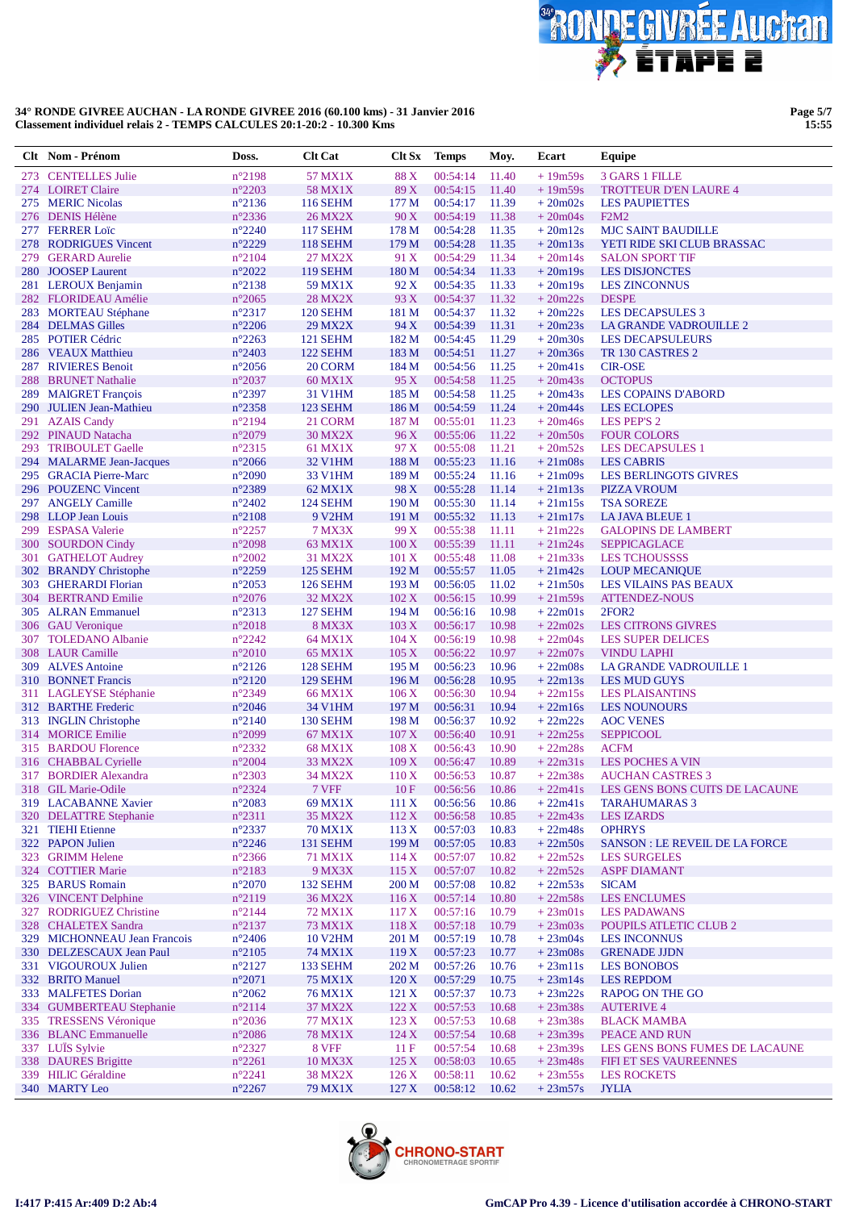**34° RONDE GIVREE AUCHAN - LA RONDE GIVREE 2016 (60.100 kms) - 31 Janvier 2016**
**Classement individuel relais 2 - TEMPS CALCULES 20:1-20:2 - 10.300 Kms**

| Clt | Nom - Prénom | Doss. | Clt Cat | Clt Sx | Temps | Moy. | Ecart | Equipe |
|---|---|---|---|---|---|---|---|---|
| 273 | CENTELLES Julie | n°2198 | 57 MX1X | 88 X | 00:54:14 | 11.40 | + 19m59s | 3 GARS 1 FILLE |
| 274 | LOIRET Claire | n°2203 | 58 MX1X | 89 X | 00:54:15 | 11.40 | + 19m59s | TROTTEUR D'EN LAURE 4 |
| 275 | MERIC Nicolas | n°2136 | 116 SEHM | 177 M | 00:54:17 | 11.39 | + 20m02s | LES PAUPIETTES |
| 276 | DENIS Hélène | n°2336 | 26 MX2X | 90 X | 00:54:19 | 11.38 | + 20m04s | F2M2 |
| 277 | FERRER Loïc | n°2240 | 117 SEHM | 178 M | 00:54:28 | 11.35 | + 20m12s | MJC SAINT BAUDILLE |
| 278 | RODRIGUES Vincent | n°2229 | 118 SEHM | 179 M | 00:54:28 | 11.35 | + 20m13s | YETI RIDE SKI CLUB BRASSAC |
| 279 | GERARD Aurelie | n°2104 | 27 MX2X | 91 X | 00:54:29 | 11.34 | + 20m14s | SALON SPORT TIF |
| 280 | JOOSEP Laurent | n°2022 | 119 SEHM | 180 M | 00:54:34 | 11.33 | + 20m19s | LES DISJONCTES |
| 281 | LEROUX Benjamin | n°2138 | 59 MX1X | 92 X | 00:54:35 | 11.33 | + 20m19s | LES ZINCONNUS |
| 282 | FLORIDEAU Amélie | n°2065 | 28 MX2X | 93 X | 00:54:37 | 11.32 | + 20m22s | DESPE |
| 283 | MORTEAU Stéphane | n°2317 | 120 SEHM | 181 M | 00:54:37 | 11.32 | + 20m22s | LES DECAPSULES 3 |
| 284 | DELMAS Gilles | n°2206 | 29 MX2X | 94 X | 00:54:39 | 11.31 | + 20m23s | LA GRANDE VADROUILLE 2 |
| 285 | POTIER Cédric | n°2263 | 121 SEHM | 182 M | 00:54:45 | 11.29 | + 20m30s | LES DECAPSULEURS |
| 286 | VEAUX Matthieu | n°2403 | 122 SEHM | 183 M | 00:54:51 | 11.27 | + 20m36s | TR 130 CASTRES 2 |
| 287 | RIVIERES Benoit | n°2056 | 20 CORM | 184 M | 00:54:56 | 11.25 | + 20m41s | CIR-OSE |
| 288 | BRUNET Nathalie | n°2037 | 60 MX1X | 95 X | 00:54:58 | 11.25 | + 20m43s | OCTOPUS |
| 289 | MAIGRET François | n°2397 | 31 V1HM | 185 M | 00:54:58 | 11.25 | + 20m43s | LES COPAINS D'ABORD |
| 290 | JULIEN Jean-Mathieu | n°2358 | 123 SEHM | 186 M | 00:54:59 | 11.24 | + 20m44s | LES ECLOPES |
| 291 | AZAIS Candy | n°2194 | 21 CORM | 187 M | 00:55:01 | 11.23 | + 20m46s | LES PEP'S 2 |
| 292 | PINAUD Natacha | n°2079 | 30 MX2X | 96 X | 00:55:06 | 11.22 | + 20m50s | FOUR COLORS |
| 293 | TRIBOULET Gaelle | n°2315 | 61 MX1X | 97 X | 00:55:08 | 11.21 | + 20m52s | LES DECAPSULES 1 |
| 294 | MALARME Jean-Jacques | n°2066 | 32 V1HM | 188 M | 00:55:23 | 11.16 | + 21m08s | LES CABRIS |
| 295 | GRACIA Pierre-Marc | n°2090 | 33 V1HM | 189 M | 00:55:24 | 11.16 | + 21m09s | LES BERLINGOTS GIVRES |
| 296 | POUZENC Vincent | n°2389 | 62 MX1X | 98 X | 00:55:28 | 11.14 | + 21m13s | PIZZA VROUM |
| 297 | ANGELY Camille | n°2402 | 124 SEHM | 190 M | 00:55:30 | 11.14 | + 21m15s | TSA SOREZE |
| 298 | LLOP Jean Louis | n°2108 | 9 V2HM | 191 M | 00:55:32 | 11.13 | + 21m17s | LA JAVA BLEUE 1 |
| 299 | ESPASA Valerie | n°2257 | 7 MX3X | 99 X | 00:55:38 | 11.11 | + 21m22s | GALOPINS DE LAMBERT |
| 300 | SOURDON Cindy | n°2098 | 63 MX1X | 100 X | 00:55:39 | 11.11 | + 21m24s | SEPPICAGLACE |
| 301 | GATHELOT Audrey | n°2002 | 31 MX2X | 101 X | 00:55:48 | 11.08 | + 21m33s | LES TCHOUSSSS |
| 302 | BRANDY Christophe | n°2259 | 125 SEHM | 192 M | 00:55:57 | 11.05 | + 21m42s | LOUP MECANIQUE |
| 303 | GHERARDI Florian | n°2053 | 126 SEHM | 193 M | 00:56:05 | 11.02 | + 21m50s | LES VILAINS PAS BEAUX |
| 304 | BERTRAND Emilie | n°2076 | 32 MX2X | 102 X | 00:56:15 | 10.99 | + 21m59s | ATTENDEZ-NOUS |
| 305 | ALRAN Emmanuel | n°2313 | 127 SEHM | 194 M | 00:56:16 | 10.98 | + 22m01s | 2FOR2 |
| 306 | GAU Veronique | n°2018 | 8 MX3X | 103 X | 00:56:17 | 10.98 | + 22m02s | LES CITRONS GIVRES |
| 307 | TOLEDANO Albanie | n°2242 | 64 MX1X | 104 X | 00:56:19 | 10.98 | + 22m04s | LES SUPER DELICES |
| 308 | LAUR Camille | n°2010 | 65 MX1X | 105 X | 00:56:22 | 10.97 | + 22m07s | VINDU LAPHI |
| 309 | ALVES Antoine | n°2126 | 128 SEHM | 195 M | 00:56:23 | 10.96 | + 22m08s | LA GRANDE VADROUILLE 1 |
| 310 | BONNET Francis | n°2120 | 129 SEHM | 196 M | 00:56:28 | 10.95 | + 22m13s | LES MUD GUYS |
| 311 | LAGLEYSE Stéphanie | n°2349 | 66 MX1X | 106 X | 00:56:30 | 10.94 | + 22m15s | LES PLAISANTINS |
| 312 | BARTHE Frederic | n°2046 | 34 V1HM | 197 M | 00:56:31 | 10.94 | + 22m16s | LES NOUNOURS |
| 313 | INGLIN Christophe | n°2140 | 130 SEHM | 198 M | 00:56:37 | 10.92 | + 22m22s | AOC VENES |
| 314 | MORICE Emilie | n°2099 | 67 MX1X | 107 X | 00:56:40 | 10.91 | + 22m25s | SEPPICOOL |
| 315 | BARDOU Florence | n°2332 | 68 MX1X | 108 X | 00:56:43 | 10.90 | + 22m28s | ACFM |
| 316 | CHABBAL Cyrielle | n°2004 | 33 MX2X | 109 X | 00:56:47 | 10.89 | + 22m31s | LES POCHES A VIN |
| 317 | BORDIER Alexandra | n°2303 | 34 MX2X | 110 X | 00:56:53 | 10.87 | + 22m38s | AUCHAN CASTRES 3 |
| 318 | GIL Marie-Odile | n°2324 | 7 VFF | 10 F | 00:56:56 | 10.86 | + 22m41s | LES GENS BONS CUITS DE LACAUNE |
| 319 | LACABANNE Xavier | n°2083 | 69 MX1X | 111 X | 00:56:56 | 10.86 | + 22m41s | TARAHUMARAS 3 |
| 320 | DELATTRE Stephanie | n°2311 | 35 MX2X | 112 X | 00:56:58 | 10.85 | + 22m43s | LES IZARDS |
| 321 | TIEHI Etienne | n°2337 | 70 MX1X | 113 X | 00:57:03 | 10.83 | + 22m48s | OPHRYS |
| 322 | PAPON Julien | n°2246 | 131 SEHM | 199 M | 00:57:05 | 10.83 | + 22m50s | SANSON : LE REVEIL DE LA FORCE |
| 323 | GRIMM Helene | n°2366 | 71 MX1X | 114 X | 00:57:07 | 10.82 | + 22m52s | LES SURGELES |
| 324 | COTTIER Marie | n°2183 | 9 MX3X | 115 X | 00:57:07 | 10.82 | + 22m52s | ASPF DIAMANT |
| 325 | BARUS Romain | n°2070 | 132 SEHM | 200 M | 00:57:08 | 10.82 | + 22m53s | SICAM |
| 326 | VINCENT Delphine | n°2119 | 36 MX2X | 116 X | 00:57:14 | 10.80 | + 22m58s | LES ENCLUMES |
| 327 | RODRIGUEZ Christine | n°2144 | 72 MX1X | 117 X | 00:57:16 | 10.79 | + 23m01s | LES PADAWANS |
| 328 | CHALETEX Sandra | n°2137 | 73 MX1X | 118 X | 00:57:18 | 10.79 | + 23m03s | POUPILS ATLETIC CLUB 2 |
| 329 | MICHONNEAU Jean Francois | n°2406 | 10 V2HM | 201 M | 00:57:19 | 10.78 | + 23m04s | LES INCONNUS |
| 330 | DELZESCAUX Jean Paul | n°2105 | 74 MX1X | 119 X | 00:57:23 | 10.77 | + 23m08s | GRENADE JJDN |
| 331 | VIGOUROUX Julien | n°2127 | 133 SEHM | 202 M | 00:57:26 | 10.76 | + 23m11s | LES BONOBOS |
| 332 | BRITO Manuel | n°2071 | 75 MX1X | 120 X | 00:57:29 | 10.75 | + 23m14s | LES REPDOM |
| 333 | MALFETES Dorian | n°2062 | 76 MX1X | 121 X | 00:57:37 | 10.73 | + 23m22s | RAPOG ON THE GO |
| 334 | GUMBERTEAU Stephanie | n°2114 | 37 MX2X | 122 X | 00:57:53 | 10.68 | + 23m38s | AUTERIVE 4 |
| 335 | TRESSENS Véronique | n°2036 | 77 MX1X | 123 X | 00:57:53 | 10.68 | + 23m38s | BLACK MAMBA |
| 336 | BLANC Emmanuelle | n°2086 | 78 MX1X | 124 X | 00:57:54 | 10.68 | + 23m39s | PEACE AND RUN |
| 337 | LUÏS Sylvie | n°2327 | 8 VFF | 11 F | 00:57:54 | 10.68 | + 23m39s | LES GENS BONS FUMES DE LACAUNE |
| 338 | DAURES Brigitte | n°2261 | 10 MX3X | 125 X | 00:58:03 | 10.65 | + 23m48s | FIFI ET SES VAUREENNES |
| 339 | HILIC Géraldine | n°2241 | 38 MX2X | 126 X | 00:58:11 | 10.62 | + 23m55s | LES ROCKETS |
| 340 | MARTY Leo | n°2267 | 79 MX1X | 127 X | 00:58:12 | 10.62 | + 23m57s | JYLIA |

I:417 P:415 Ar:409 D:2 Ab:4

GmCAP Pro 4.39 - Licence d'utilisation accordée à CHRONO-START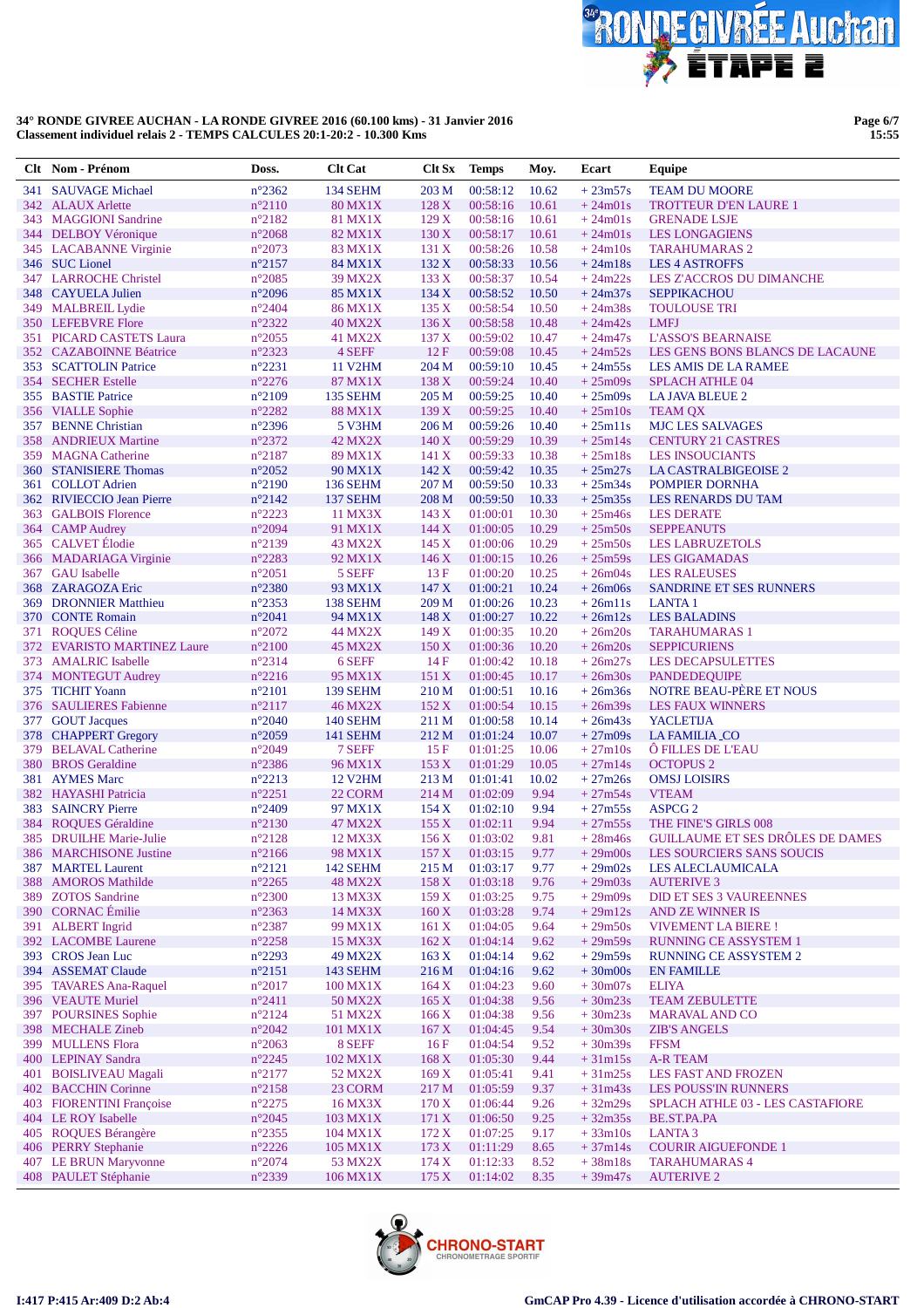**34° RONDE GIVREE AUCHAN - LA RONDE GIVREE 2016 (60.100 kms) - 31 Janvier 2016**
**Classement individuel relais 2 - TEMPS CALCULES 20:1-20:2 - 10.300 Kms**

| Clt | Nom - Prénom | Doss. | Clt Cat | Clt Sx | Temps | Moy. | Ecart | Equipe |
|---|---|---|---|---|---|---|---|---|
| 341 | SAUVAGE Michael | n°2362 | 134 SEHM | 203 M | 00:58:12 | 10.62 | + 23m57s | TEAM DU MOORE |
| 342 | ALAUX Arlette | n°2110 | 80 MX1X | 128 X | 00:58:16 | 10.61 | + 24m01s | TROTTEUR D'EN LAURE 1 |
| 343 | MAGGIONI Sandrine | n°2182 | 81 MX1X | 129 X | 00:58:16 | 10.61 | + 24m01s | GRENADE LSJE |
| 344 | DELBOY Véronique | n°2068 | 82 MX1X | 130 X | 00:58:17 | 10.61 | + 24m01s | LES LONGAGIENS |
| 345 | LACABANNE Virginie | n°2073 | 83 MX1X | 131 X | 00:58:26 | 10.58 | + 24m10s | TARAHUMARAS 2 |
| 346 | SUC Lionel | n°2157 | 84 MX1X | 132 X | 00:58:33 | 10.56 | + 24m18s | LES 4 ASTROFFS |
| 347 | LARROCHE Christel | n°2085 | 39 MX2X | 133 X | 00:58:37 | 10.54 | + 24m22s | LES Z'ACCROS DU DIMANCHE |
| 348 | CAYUELA Julien | n°2096 | 85 MX1X | 134 X | 00:58:52 | 10.50 | + 24m37s | SEPPIKACHOU |
| 349 | MALBREIL Lydie | n°2404 | 86 MX1X | 135 X | 00:58:54 | 10.50 | + 24m38s | TOULOUSE TRI |
| 350 | LEFEBVRE Flore | n°2322 | 40 MX2X | 136 X | 00:58:58 | 10.48 | + 24m42s | LMFJ |
| 351 | PICARD CASTETS Laura | n°2055 | 41 MX2X | 137 X | 00:59:02 | 10.47 | + 24m47s | L'ASSO'S BEARNAISE |
| 352 | CAZABOINNE Béatrice | n°2323 | 4 SEFF | 12 F | 00:59:08 | 10.45 | + 24m52s | LES GENS BONS BLANCS DE LACAUNE |
| 353 | SCATTOLIN Patrice | n°2231 | 11 V2HM | 204 M | 00:59:10 | 10.45 | + 24m55s | LES AMIS DE LA RAMEE |
| 354 | SECHER Estelle | n°2276 | 87 MX1X | 138 X | 00:59:24 | 10.40 | + 25m09s | SPLACH ATHLE 04 |
| 355 | BASTIE Patrice | n°2109 | 135 SEHM | 205 M | 00:59:25 | 10.40 | + 25m09s | LA JAVA BLEUE 2 |
| 356 | VIALLE Sophie | n°2282 | 88 MX1X | 139 X | 00:59:25 | 10.40 | + 25m10s | TEAM QX |
| 357 | BENNE Christian | n°2396 | 5 V3HM | 206 M | 00:59:26 | 10.40 | + 25m11s | MJC LES SALVAGES |
| 358 | ANDRIEUX Martine | n°2372 | 42 MX2X | 140 X | 00:59:29 | 10.39 | + 25m14s | CENTURY 21 CASTRES |
| 359 | MAGNA Catherine | n°2187 | 89 MX1X | 141 X | 00:59:33 | 10.38 | + 25m18s | LES INSOUCIANTS |
| 360 | STANISIERE Thomas | n°2052 | 90 MX1X | 142 X | 00:59:42 | 10.35 | + 25m27s | LA CASTRALBIGEOISE 2 |
| 361 | COLLOT Adrien | n°2190 | 136 SEHM | 207 M | 00:59:50 | 10.33 | + 25m34s | POMPIER DORNHA |
| 362 | RIVIECCIO Jean Pierre | n°2142 | 137 SEHM | 208 M | 00:59:50 | 10.33 | + 25m35s | LES RENARDS DU TAM |
| 363 | GALBOIS Florence | n°2223 | 11 MX3X | 143 X | 01:00:01 | 10.30 | + 25m46s | LES DERATE |
| 364 | CAMP Audrey | n°2094 | 91 MX1X | 144 X | 01:00:05 | 10.29 | + 25m50s | SEPPEANUTS |
| 365 | CALVET Élodie | n°2139 | 43 MX2X | 145 X | 01:00:06 | 10.29 | + 25m50s | LES LABRUZETOLS |
| 366 | MADARIAGA Virginie | n°2283 | 92 MX1X | 146 X | 01:00:15 | 10.26 | + 25m59s | LES GIGAMADAS |
| 367 | GAU Isabelle | n°2051 | 5 SEFF | 13 F | 01:00:20 | 10.25 | + 26m04s | LES RALEUSES |
| 368 | ZARAGOZA Eric | n°2380 | 93 MX1X | 147 X | 01:00:21 | 10.24 | + 26m06s | SANDRINE ET SES RUNNERS |
| 369 | DRONNIER Matthieu | n°2353 | 138 SEHM | 209 M | 01:00:26 | 10.23 | + 26m11s | LANTA 1 |
| 370 | CONTE Romain | n°2041 | 94 MX1X | 148 X | 01:00:27 | 10.22 | + 26m12s | LES BALADINS |
| 371 | ROQUES Céline | n°2072 | 44 MX2X | 149 X | 01:00:35 | 10.20 | + 26m20s | TARAHUMARAS 1 |
| 372 | EVARISTO MARTINEZ Laure | n°2100 | 45 MX2X | 150 X | 01:00:36 | 10.20 | + 26m20s | SEPPICURIENS |
| 373 | AMALRIC Isabelle | n°2314 | 6 SEFF | 14 F | 01:00:42 | 10.18 | + 26m27s | LES DECAPSULETTES |
| 374 | MONTEGUT Audrey | n°2216 | 95 MX1X | 151 X | 01:00:45 | 10.17 | + 26m30s | PANDEDEQUIPE |
| 375 | TICHIT Yoann | n°2101 | 139 SEHM | 210 M | 01:00:51 | 10.16 | + 26m36s | NOTRE BEAU-PÈRE ET NOUS |
| 376 | SAULIERES Fabienne | n°2117 | 46 MX2X | 152 X | 01:00:54 | 10.15 | + 26m39s | LES FAUX WINNERS |
| 377 | GOUT Jacques | n°2040 | 140 SEHM | 211 M | 01:00:58 | 10.14 | + 26m43s | YACLETIJA |
| 378 | CHAPPERT Gregory | n°2059 | 141 SEHM | 212 M | 01:01:24 | 10.07 | + 27m09s | LA FAMILIA _CO |
| 379 | BELAVAL Catherine | n°2049 | 7 SEFF | 15 F | 01:01:25 | 10.06 | + 27m10s | Ô FILLES DE L'EAU |
| 380 | BROS Geraldine | n°2386 | 96 MX1X | 153 X | 01:01:29 | 10.05 | + 27m14s | OCTOPUS 2 |
| 381 | AYMES Marc | n°2213 | 12 V2HM | 213 M | 01:01:41 | 10.02 | + 27m26s | OMSJ LOISIRS |
| 382 | HAYASHI Patricia | n°2251 | 22 CORM | 214 M | 01:02:09 | 9.94 | + 27m54s | VTEAM |
| 383 | SAINCRY Pierre | n°2409 | 97 MX1X | 154 X | 01:02:10 | 9.94 | + 27m55s | ASPCG 2 |
| 384 | ROQUES Géraldine | n°2130 | 47 MX2X | 155 X | 01:02:11 | 9.94 | + 27m55s | THE FINE'S GIRLS 008 |
| 385 | DRUILHE Marie-Julie | n°2128 | 12 MX3X | 156 X | 01:03:02 | 9.81 | + 28m46s | GUILLAUME ET SES DRÔLES DE DAMES |
| 386 | MARCHISONE Justine | n°2166 | 98 MX1X | 157 X | 01:03:15 | 9.77 | + 29m00s | LES SOURCIERS SANS SOUCIS |
| 387 | MARTEL Laurent | n°2121 | 142 SEHM | 215 M | 01:03:17 | 9.77 | + 29m02s | LES ALECLAUMICALA |
| 388 | AMOROS Mathilde | n°2265 | 48 MX2X | 158 X | 01:03:18 | 9.76 | + 29m03s | AUTERIVE 3 |
| 389 | ZOTOS Sandrine | n°2300 | 13 MX3X | 159 X | 01:03:25 | 9.75 | + 29m09s | DID ET SES 3 VAUREENNES |
| 390 | CORNAC Émilie | n°2363 | 14 MX3X | 160 X | 01:03:28 | 9.74 | + 29m12s | AND ZE WINNER IS |
| 391 | ALBERT Ingrid | n°2387 | 99 MX1X | 161 X | 01:04:05 | 9.64 | + 29m50s | VIVEMENT LA BIERE ! |
| 392 | LACOMBE Laurene | n°2258 | 15 MX3X | 162 X | 01:04:14 | 9.62 | + 29m59s | RUNNING CE ASSYSTEM 1 |
| 393 | CROS Jean Luc | n°2293 | 49 MX2X | 163 X | 01:04:14 | 9.62 | + 29m59s | RUNNING CE ASSYSTEM 2 |
| 394 | ASSEMAT Claude | n°2151 | 143 SEHM | 216 M | 01:04:16 | 9.62 | + 30m00s | EN FAMILLE |
| 395 | TAVARES Ana-Raquel | n°2017 | 100 MX1X | 164 X | 01:04:23 | 9.60 | + 30m07s | ELIYA |
| 396 | VEAUTE Muriel | n°2411 | 50 MX2X | 165 X | 01:04:38 | 9.56 | + 30m23s | TEAM ZEBULETTE |
| 397 | POURSINES Sophie | n°2124 | 51 MX2X | 166 X | 01:04:38 | 9.56 | + 30m23s | MARAVAL AND CO |
| 398 | MECHALE Zineb | n°2042 | 101 MX1X | 167 X | 01:04:45 | 9.54 | + 30m30s | ZIB'S ANGELS |
| 399 | MULLENS Flora | n°2063 | 8 SEFF | 16 F | 01:04:54 | 9.52 | + 30m39s | FFSM |
| 400 | LEPINAY Sandra | n°2245 | 102 MX1X | 168 X | 01:05:30 | 9.44 | + 31m15s | A-R TEAM |
| 401 | BOISLIVEAU Magali | n°2177 | 52 MX2X | 169 X | 01:05:41 | 9.41 | + 31m25s | LES FAST AND FROZEN |
| 402 | BACCHIN Corinne | n°2158 | 23 CORM | 217 M | 01:05:59 | 9.37 | + 31m43s | LES POUSS'IN RUNNERS |
| 403 | FIORENTINI Françoise | n°2275 | 16 MX3X | 170 X | 01:06:44 | 9.26 | + 32m29s | SPLACH ATHLE 03 - LES CASTAFIORE |
| 404 | LE ROY Isabelle | n°2045 | 103 MX1X | 171 X | 01:06:50 | 9.25 | + 32m35s | BE.ST.PA.PA |
| 405 | ROQUES Bérangère | n°2355 | 104 MX1X | 172 X | 01:07:25 | 9.17 | + 33m10s | LANTA 3 |
| 406 | PERRY Stephanie | n°2226 | 105 MX1X | 173 X | 01:11:29 | 8.65 | + 37m14s | COURIR AIGUEFONDE 1 |
| 407 | LE BRUN Maryvonne | n°2074 | 53 MX2X | 174 X | 01:12:33 | 8.52 | + 38m18s | TARAHUMARAS 4 |
| 408 | PAULET Stéphanie | n°2339 | 106 MX1X | 175 X | 01:14:02 | 8.35 | + 39m47s | AUTERIVE 2 |

I:417 P:415 Ar:409 D:2 Ab:4

GmCAP Pro 4.39 - Licence d'utilisation accordée à CHRONO-START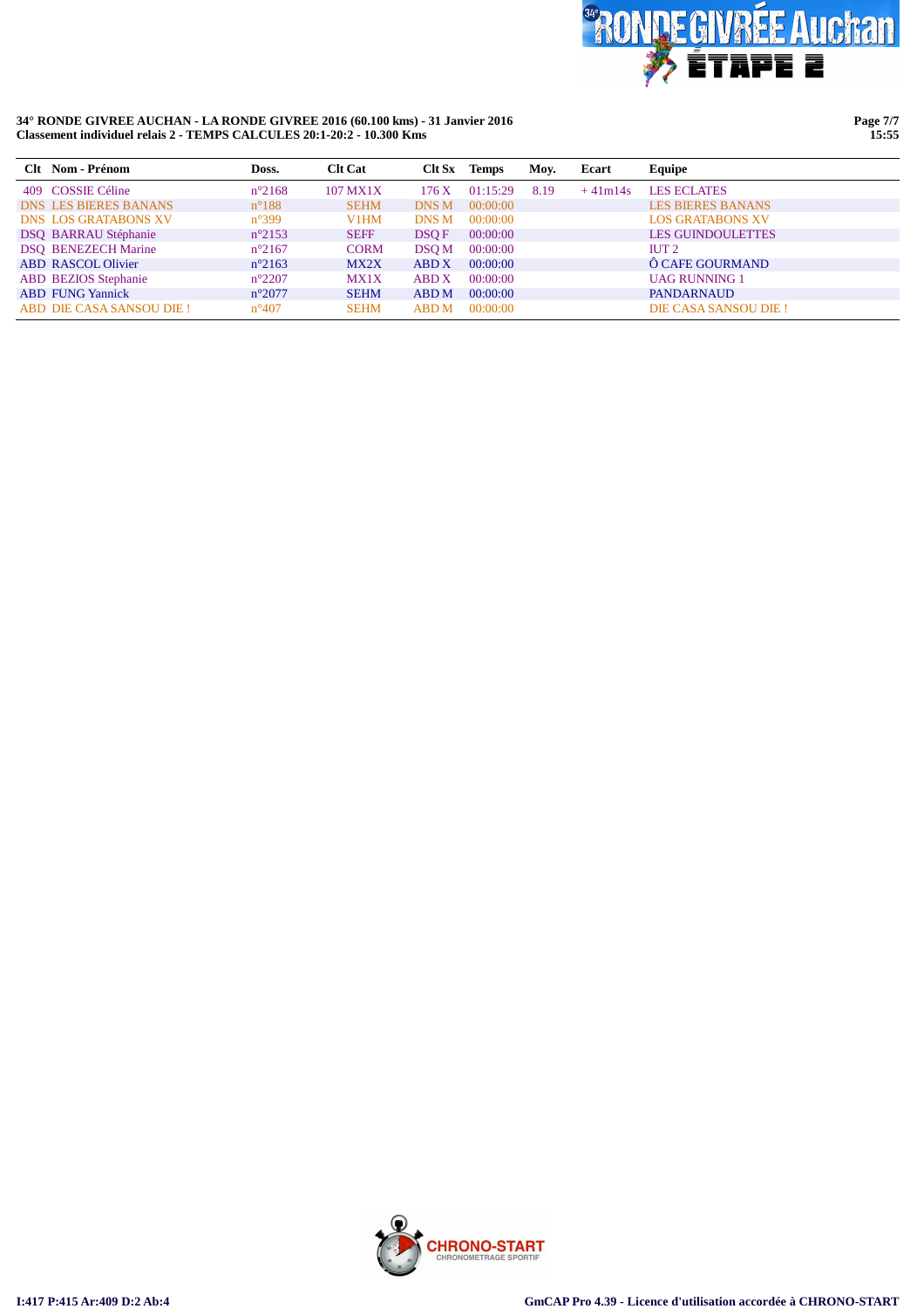**34° RONDE GIVREE AUCHAN - LA RONDE GIVREE 2016 (60.100 kms) - 31 Janvier 2016**
**Classement individuel relais 2 - TEMPS CALCULES 20:1-20:2 - 10.300 Kms**

| Clt | Nom - Prénom | Doss. | Clt Cat | Clt Sx | Temps | Moy. | Ecart | Equipe |
|---|---|---|---|---|---|---|---|---|
| 409 | COSSIE Céline | n°2168 | 107 MX1X | 176 X | 01:15:29 | 8.19 | + 41m14s | LES ECLATES |
| DNS | LES BIERES BANANS | n°188 | SEHM | DNS M | 00:00:00 | | | LES BIERES BANANS |
| DNS | LOS GRATABONS XV | n°399 | V1HM | DNS M | 00:00:00 | | | LOS GRATABONS XV |
| DSQ | BARRAU Stéphanie | n°2153 | SEFF | DSQ F | 00:00:00 | | | LES GUINDOULETTES |
| DSQ | BENEZECH Marine | n°2167 | CORM | DSQ M | 00:00:00 | | | IUT 2 |
| ABD | RASCOL Olivier | n°2163 | MX2X | ABD X | 00:00:00 | | | Ô CAFE GOURMAND |
| ABD | BEZIOS Stephanie | n°2207 | MX1X | ABD X | 00:00:00 | | | UAG RUNNING 1 |
| ABD | FUNG Yannick | n°2077 | SEHM | ABD M | 00:00:00 | | | PANDARNAUD |
| ABD | DIE CASA SANSOU DIE ! | n°407 | SEHM | ABD M | 00:00:00 | | | DIE CASA SANSOU DIE ! |

I:417 P:415 Ar:409 D:2 Ab:4

GmCAP Pro 4.39 - Licence d'utilisation accordée à CHRONO-START